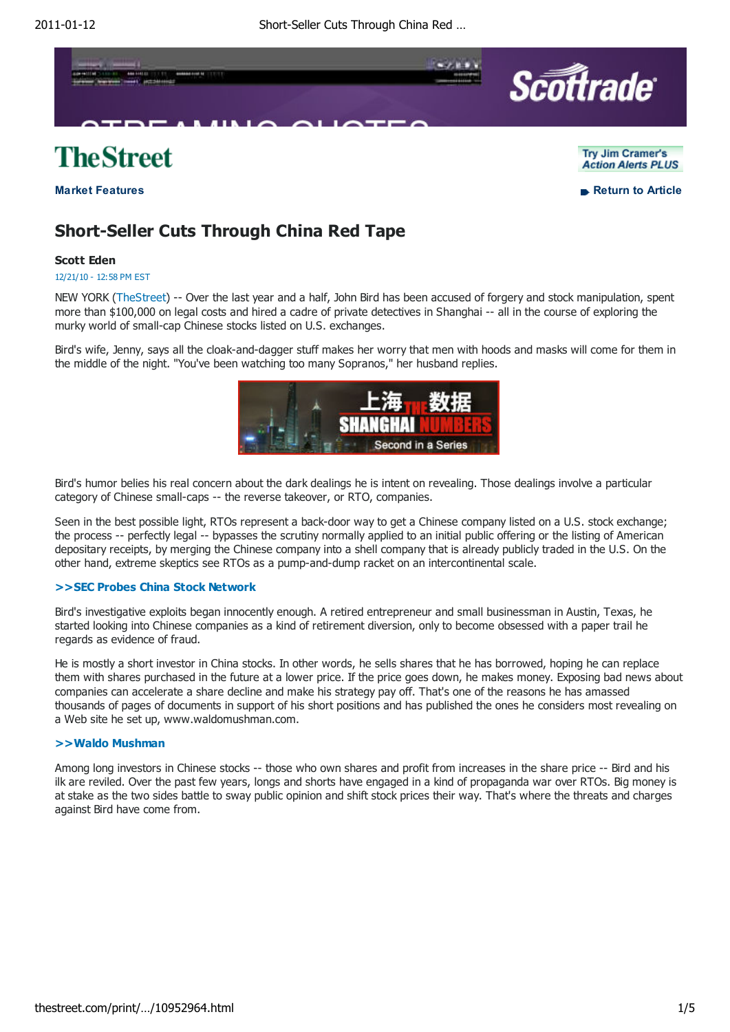TheStreet

**Market Features**

Try Jim Cramer's Action Alerts PLUS

Return to Article

# Short-Seller Cuts Through China Red Tape

**Scott Eden**

12/21/10 - 12:58 PM EST

NEW YORK (TheStreet) -- Over the last year and a half, John Bird has been accused of forgery and stock manipulation, spent more than $100,000 on legal costs and hired a cadre of private detectives in Shanghai -- all in the course of exploring the murky world of small-cap Chinese stocks listed on U.S. exchanges.

Bird's wife, Jenny, says all the cloak-and-dagger stuff makes her worry that men with hoods and masks will come for them in the middle of the night. "You've been watching too many Sopranos," her husband replies.

上海 THE 数据 SHANGHAI NUMBERS Second in a Series

Bird's humor belies his real concern about the dark dealings he is intent on revealing. Those dealings involve a particular category of Chinese small-caps -- the reverse takeover, or RTO, companies.

Seen in the best possible light, RTOs represent a back-door way to get a Chinese company listed on a U.S. stock exchange; the process -- perfectly legal -- bypasses the scrutiny normally applied to an initial public offering or the listing of American depositary receipts, by merging the Chinese company into a shell company that is already publicly traded in the U.S. On the other hand, extreme skeptics see RTOs as a pump-and-dump racket on an intercontinental scale.

**>>SEC Probes China Stock Network**

Bird's investigative exploits began innocently enough. A retired entrepreneur and small businessman in Austin, Texas, he started looking into Chinese companies as a kind of retirement diversion, only to become obsessed with a paper trail he regards as evidence of fraud.

He is mostly a short investor in China stocks. In other words, he sells shares that he has borrowed, hoping he can replace them with shares purchased in the future at a lower price. If the price goes down, he makes money. Exposing bad news about companies can accelerate a share decline and make his strategy pay off. That's one of the reasons he has amassed thousands of pages of documents in support of his short positions and has published the ones he considers most revealing on a Web site he set up, www.waldomushman.com.

**>>Waldo Mushman**

Among long investors in Chinese stocks -- those who own shares and profit from increases in the share price -- Bird and his ilk are reviled. Over the past few years, longs and shorts have engaged in a kind of propaganda war over RTOs. Big money is at stake as the two sides battle to sway public opinion and shift stock prices their way. That's where the threats and charges against Bird have come from.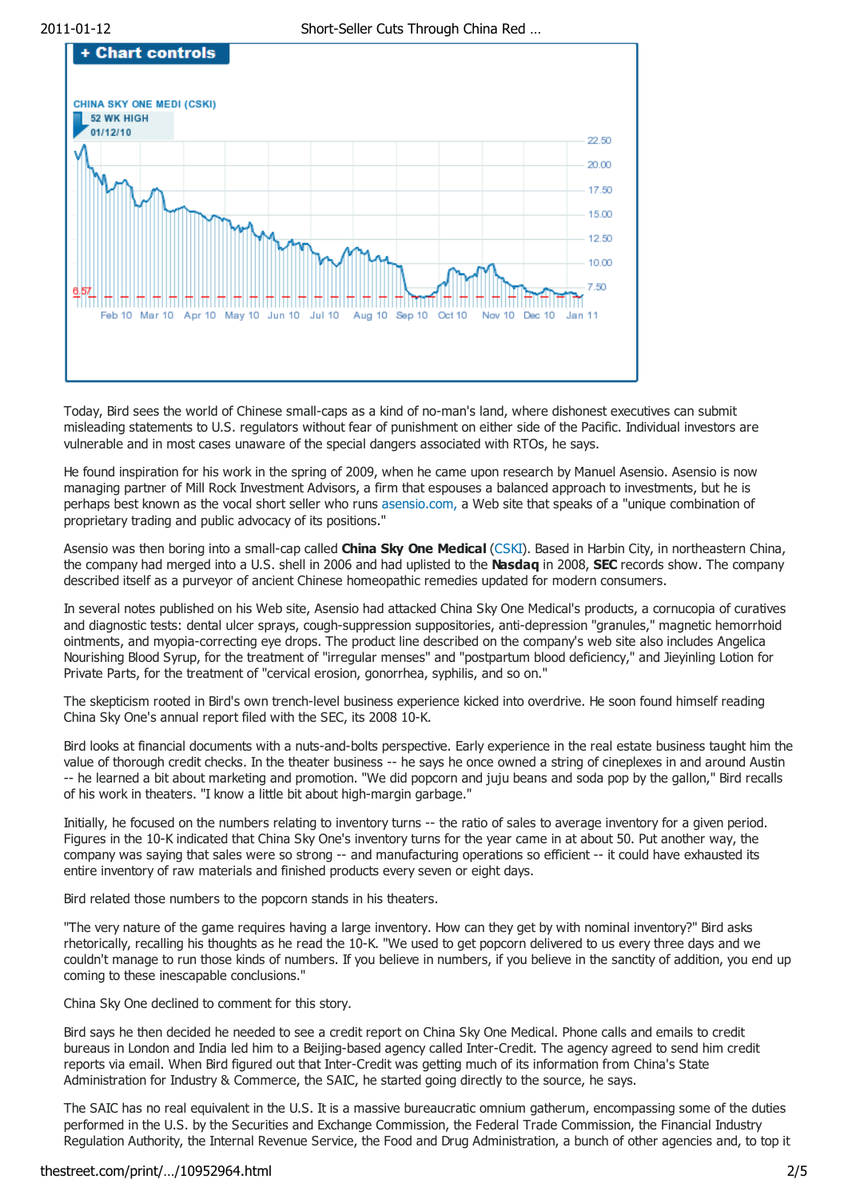Today, Bird sees the world of Chinese small-caps as a kind of no-man's land, where dishonest executives can submit misleading statements to U.S. regulators without fear of punishment on either side of the Pacific. Individual investors are vulnerable and in most cases unaware of the special dangers associated with RTOs, he says.

He found inspiration for his work in the spring of 2009, when he came upon research by Manuel Asensio. Asensio is now managing partner of Mill Rock Investment Advisors, a firm that espouses a balanced approach to investments, but he is perhaps best known as the vocal short seller who runs asensio.com, a Web site that speaks of a "unique combination of proprietary trading and public advocacy of its positions."

Asensio was then boring into a small-cap called **China Sky One Medical** (CSKI). Based in Harbin City, in northeastern China, the company had merged into a U.S. shell in 2006 and had uplisted to the **Nasdaq** in 2008, **SEC** records show. The company described itself as a purveyor of ancient Chinese homeopathic remedies updated for modern consumers.

In several notes published on his Web site, Asensio had attacked China Sky One Medical's products, a cornucopia of curatives and diagnostic tests: dental ulcer sprays, cough-suppression suppositories, anti-depression "granules," magnetic hemorrhoid ointments, and myopia-correcting eye drops. The product line described on the company's web site also includes Angelica Nourishing Blood Syrup, for the treatment of "irregular menses" and "postpartum blood deficiency," and Jieyinling Lotion for Private Parts, for the treatment of "cervical erosion, gonorrhea, syphilis, and so on."

The skepticism rooted in Bird's own trench-level business experience kicked into overdrive. He soon found himself reading China Sky One's annual report filed with the SEC, its 2008 10-K.

Bird looks at financial documents with a nuts-and-bolts perspective. Early experience in the real estate business taught him the value of thorough credit checks. In the theater business -- he says he once owned a string of cineplexes in and around Austin -- he learned a bit about marketing and promotion. "We did popcorn and juju beans and soda pop by the gallon," Bird recalls of his work in theaters. "I know a little bit about high-margin garbage."

Initially, he focused on the numbers relating to inventory turns -- the ratio of sales to average inventory for a given period. Figures in the 10-K indicated that China Sky One's inventory turns for the year came in at about 50. Put another way, the company was saying that sales were so strong -- and manufacturing operations so efficient -- it could have exhausted its entire inventory of raw materials and finished products every seven or eight days.

Bird related those numbers to the popcorn stands in his theaters.

"The very nature of the game requires having a large inventory. How can they get by with nominal inventory?" Bird asks rhetorically, recalling his thoughts as he read the 10-K. "We used to get popcorn delivered to us every three days and we couldn't manage to run those kinds of numbers. If you believe in numbers, if you believe in the sanctity of addition, you end up coming to these inescapable conclusions."

China Sky One declined to comment for this story.

Bird says he then decided he needed to see a credit report on China Sky One Medical. Phone calls and emails to credit bureaus in London and India led him to a Beijing-based agency called Inter-Credit. The agency agreed to send him credit reports via email. When Bird figured out that Inter-Credit was getting much of its information from China's State Administration for Industry & Commerce, the SAIC, he started going directly to the source, he says.

The SAIC has no real equivalent in the U.S. It is a massive bureaucratic omnium gatherum, encompassing some of the duties performed in the U.S. by the Securities and Exchange Commission, the Federal Trade Commission, the Financial Industry Regulation Authority, the Internal Revenue Service, the Food and Drug Administration, a bunch of other agencies and, to top it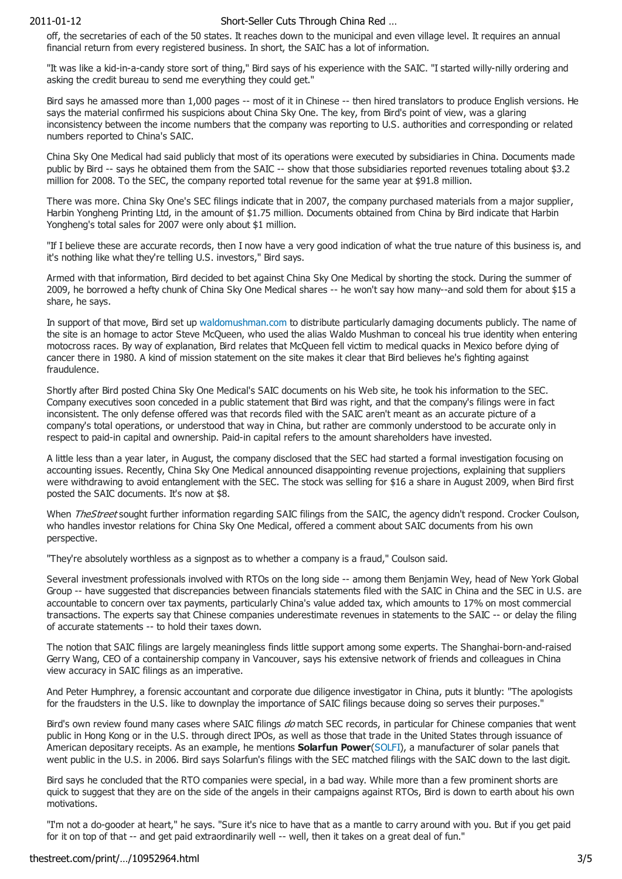off, the secretaries of each of the 50 states. It reaches down to the municipal and even village level. It requires an annual financial return from every registered business. In short, the SAIC has a lot of information.

"It was like a kid-in-a-candy store sort of thing," Bird says of his experience with the SAIC. "I started willy-nilly ordering and asking the credit bureau to send me everything they could get."

Bird says he amassed more than 1,000 pages -- most of it in Chinese -- then hired translators to produce English versions. He says the material confirmed his suspicions about China Sky One. The key, from Bird's point of view, was a glaring inconsistency between the income numbers that the company was reporting to U.S. authorities and corresponding or related numbers reported to China's SAIC.

China Sky One Medical had said publicly that most of its operations were executed by subsidiaries in China. Documents made public by Bird -- says he obtained them from the SAIC -- show that those subsidiaries reported revenues totaling about $3.2 million for 2008. To the SEC, the company reported total revenue for the same year at $91.8 million.

There was more. China Sky One's SEC filings indicate that in 2007, the company purchased materials from a major supplier, Harbin Yongheng Printing Ltd, in the amount of $1.75 million. Documents obtained from China by Bird indicate that Harbin Yongheng's total sales for 2007 were only about $1 million.

"If I believe these are accurate records, then I now have a very good indication of what the true nature of this business is, and it's nothing like what they're telling U.S. investors," Bird says.

Armed with that information, Bird decided to bet against China Sky One Medical by shorting the stock. During the summer of 2009, he borrowed a hefty chunk of China Sky One Medical shares -- he won't say how many--and sold them for about $15 a share, he says.

In support of that move, Bird set up waldomushman.com to distribute particularly damaging documents publicly. The name of the site is an homage to actor Steve McQueen, who used the alias Waldo Mushman to conceal his true identity when entering motocross races. By way of explanation, Bird relates that McQueen fell victim to medical quacks in Mexico before dying of cancer there in 1980. A kind of mission statement on the site makes it clear that Bird believes he's fighting against fraudulence.

Shortly after Bird posted China Sky One Medical's SAIC documents on his Web site, he took his information to the SEC. Company executives soon conceded in a public statement that Bird was right, and that the company's filings were in fact inconsistent. The only defense offered was that records filed with the SAIC aren't meant as an accurate picture of a company's total operations, or understood that way in China, but rather are commonly understood to be accurate only in respect to paid-in capital and ownership. Paid-in capital refers to the amount shareholders have invested.

A little less than a year later, in August, the company disclosed that the SEC had started a formal investigation focusing on accounting issues. Recently, China Sky One Medical announced disappointing revenue projections, explaining that suppliers were withdrawing to avoid entanglement with the SEC. The stock was selling for $16 a share in August 2009, when Bird first posted the SAIC documents. It's now at $8.

When *TheStreet* sought further information regarding SAIC filings from the SAIC, the agency didn't respond. Crocker Coulson, who handles investor relations for China Sky One Medical, offered a comment about SAIC documents from his own perspective.

"They're absolutely worthless as a signpost as to whether a company is a fraud," Coulson said.

Several investment professionals involved with RTOs on the long side -- among them Benjamin Wey, head of New York Global Group -- have suggested that discrepancies between financials statements filed with the SAIC in China and the SEC in U.S. are accountable to concern over tax payments, particularly China's value added tax, which amounts to 17% on most commercial transactions. The experts say that Chinese companies underestimate revenues in statements to the SAIC -- or delay the filing of accurate statements -- to hold their taxes down.

The notion that SAIC filings are largely meaningless finds little support among some experts. The Shanghai-born-and-raised Gerry Wang, CEO of a containership company in Vancouver, says his extensive network of friends and colleagues in China view accuracy in SAIC filings as an imperative.

And Peter Humphrey, a forensic accountant and corporate due diligence investigator in China, puts it bluntly: "The apologists for the fraudsters in the U.S. like to downplay the importance of SAIC filings because doing so serves their purposes."

Bird's own review found many cases where SAIC filings *do* match SEC records, in particular for Chinese companies that went public in Hong Kong or in the U.S. through direct IPOs, as well as those that trade in the United States through issuance of American depositary receipts. As an example, he mentions **Solarfun Power**(SOLFI), a manufacturer of solar panels that went public in the U.S. in 2006. Bird says Solarfun's filings with the SEC matched filings with the SAIC down to the last digit.

Bird says he concluded that the RTO companies were special, in a bad way. While more than a few prominent shorts are quick to suggest that they are on the side of the angels in their campaigns against RTOs, Bird is down to earth about his own motivations.

"I'm not a do-gooder at heart," he says. "Sure it's nice to have that as a mantle to carry around with you. But if you get paid for it on top of that -- and get paid extraordinarily well -- well, then it takes on a great deal of fun."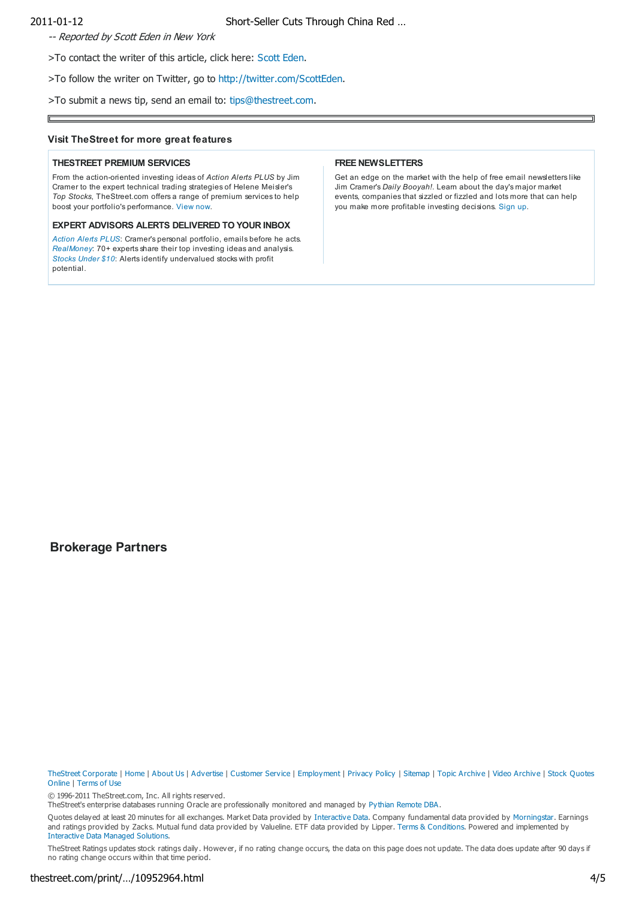*-- Reported by Scott Eden in New York*

>To contact the writer of this article, click here: Scott Eden.

>To follow the writer on Twitter, go to http://twitter.com/ScottEden.

>To submit a news tip, send an email to: tips@thestreet.com.

---

**Visit TheStreet for more great features**

**THESTREET PREMIUM SERVICES**

From the action-oriented investing ideas of *Action Alerts PLUS* by Jim Cramer to the expert technical trading strategies of Helene Meisler's *Top Stocks*, TheStreet.com offers a range of premium services to help boost your portfolio's performance. View now.

**EXPERT ADVISORS ALERTS DELIVERED TO YOUR INBOX**

*Action Alerts PLUS*: Cramer's personal portfolio, emails before he acts.
*RealMoney*: 70+ experts share their top investing ideas and analysis.
*Stocks Under $10*: Alerts identify undervalued stocks with profit potential.

**FREE NEWSLETTERS**

Get an edge on the market with the help of free email newsletters like Jim Cramer's *Daily Booyah!*. Learn about the day's major market events, companies that sizzled or fizzled and lots more that can help you make more profitable investing decisions. Sign up.

## Brokerage Partners

TheStreet Corporate | Home | About Us | Advertise | Customer Service | Employment | Privacy Policy | Sitemap | Topic Archive | Video Archive | Stock Quotes Online | Terms of Use

© 1996-2011 TheStreet.com, Inc. All rights reserved.
TheStreet's enterprise databases running Oracle are professionally monitored and managed by Pythian Remote DBA.

Quotes delayed at least 20 minutes for all exchanges. Market Data provided by Interactive Data. Company fundamental data provided by Morningstar. Earnings and ratings provided by Zacks. Mutual fund data provided by Valueline. ETF data provided by Lipper. Terms & Conditions. Powered and implemented by Interactive Data Managed Solutions.

TheStreet Ratings updates stock ratings daily. However, if no rating change occurs, the data on this page does not update. The data does update after 90 days if no rating change occurs within that time period.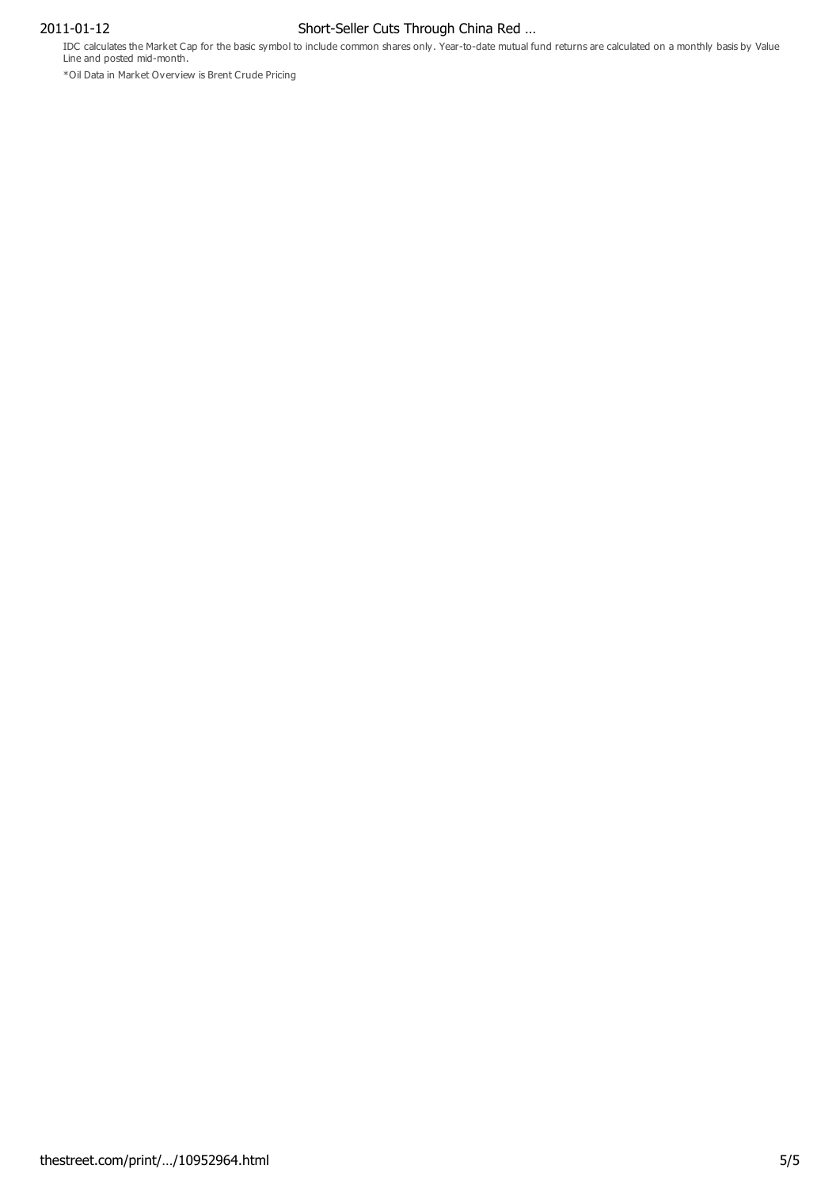IDC calculates the Market Cap for the basic symbol to include common shares only. Year-to-date mutual fund returns are calculated on a monthly basis by Value Line and posted mid-month.

*Oil Data in Market Overview is Brent Crude Pricing